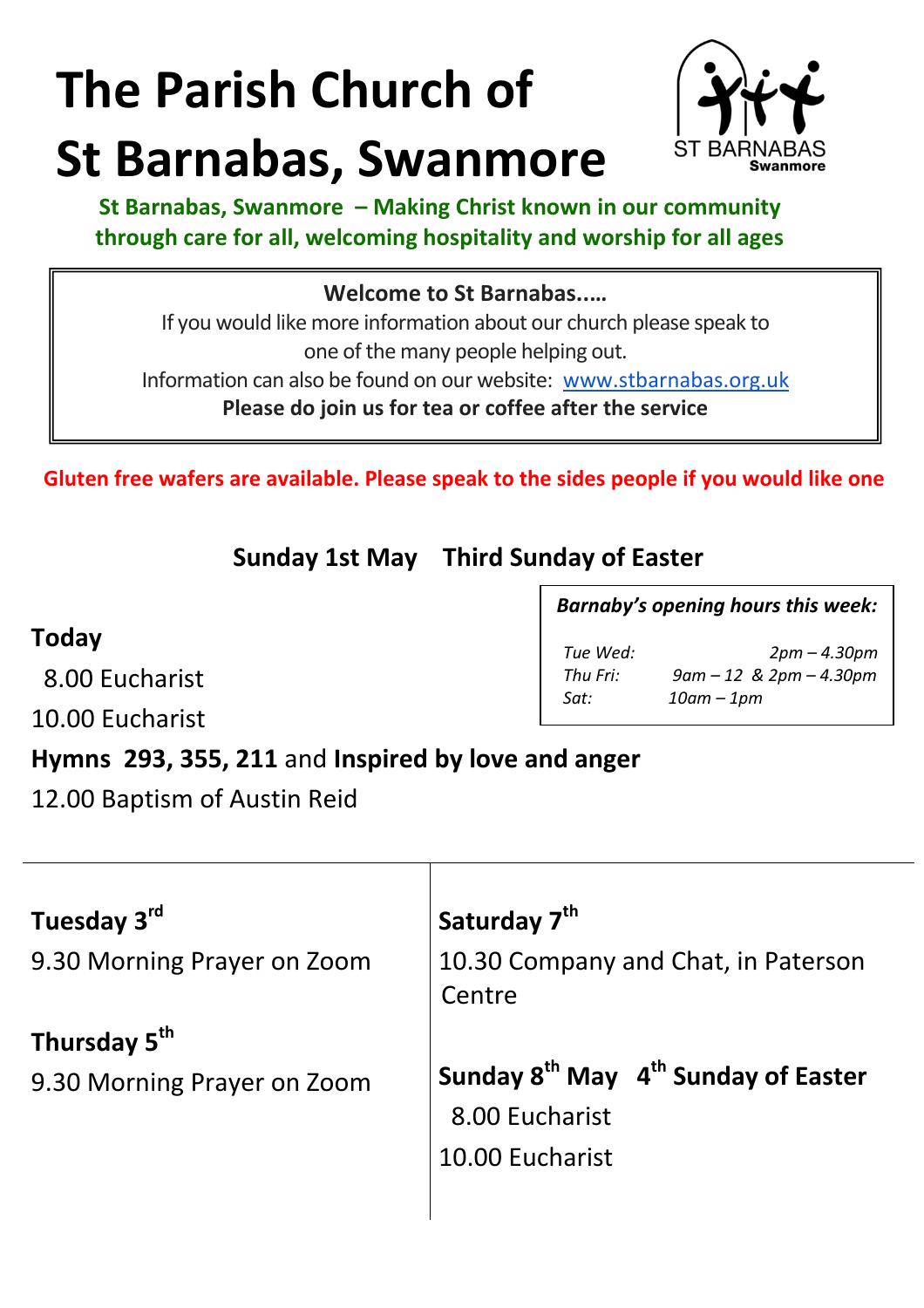# The Parish Church of St Barnabas, Swanmore

ST BARNABAS Swanmore

**St Barnabas, Swanmore – Making Christ known in our community through care for all, welcoming hospitality and worship for all ages**

**Welcome to St Barnabas.….**

If you would like more information about our church please speak to one of the many people helping out.

Information can also be found on our website: www.stbarnabas.org.uk

**Please do join us for tea or coffee after the service**

**Gluten free wafers are available. Please speak to the sides people if you would like one**

## Sunday 1st May  Third Sunday of Easter

***Barnaby's opening hours this week:***

| | |
|---|---|
| *Tue Wed:* | *2pm – 4.30pm* |
| *Thu Fri:* | *9am – 12 & 2pm – 4.30pm* |
| *Sat:* | *10am – 1pm* |

**Today**

8.00 Eucharist

10.00 Eucharist

**Hymns 293, 355, 211** and **Inspired by love and anger**

12.00 Baptism of Austin Reid

**Tuesday 3rd**

9.30 Morning Prayer on Zoom

**Thursday 5th**

9.30 Morning Prayer on Zoom

**Saturday 7th**

10.30 Company and Chat, in Paterson Centre

**Sunday 8th May  4th Sunday of Easter**

8.00 Eucharist

10.00 Eucharist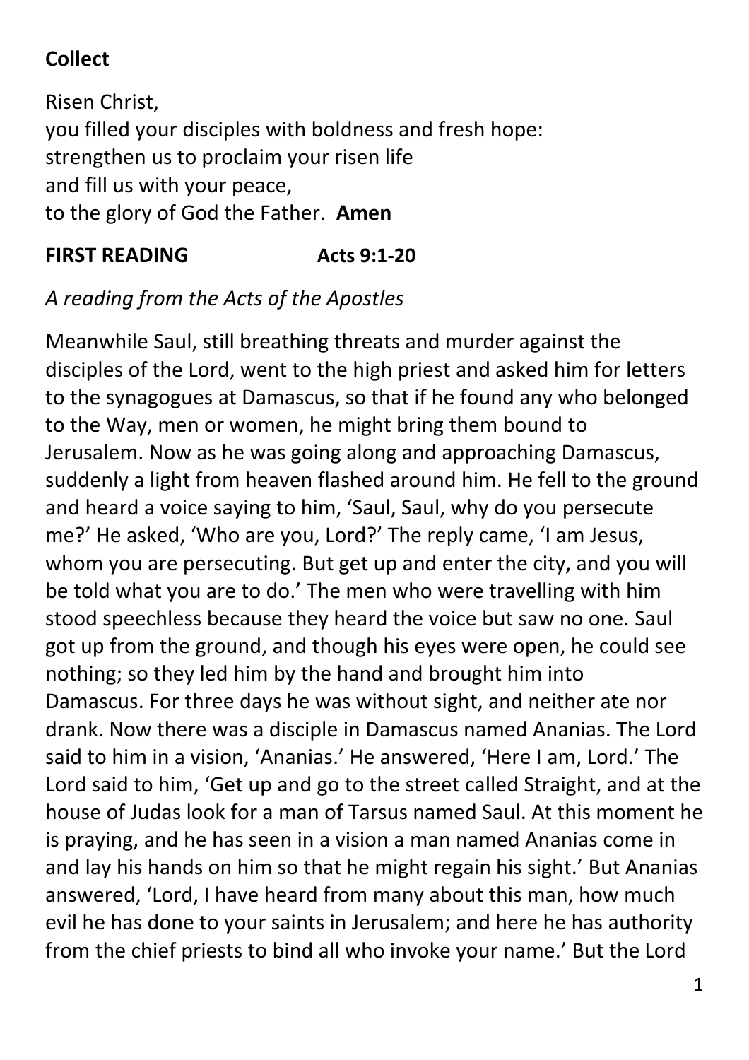**Collect**

Risen Christ,
you filled your disciples with boldness and fresh hope:
strengthen us to proclaim your risen life
and fill us with your peace,
to the glory of God the Father. **Amen**

**FIRST READING Acts 9:1-20**

*A reading from the Acts of the Apostles*

Meanwhile Saul, still breathing threats and murder against the disciples of the Lord, went to the high priest and asked him for letters to the synagogues at Damascus, so that if he found any who belonged to the Way, men or women, he might bring them bound to Jerusalem. Now as he was going along and approaching Damascus, suddenly a light from heaven flashed around him. He fell to the ground and heard a voice saying to him, 'Saul, Saul, why do you persecute me?' He asked, 'Who are you, Lord?' The reply came, 'I am Jesus, whom you are persecuting. But get up and enter the city, and you will be told what you are to do.' The men who were travelling with him stood speechless because they heard the voice but saw no one. Saul got up from the ground, and though his eyes were open, he could see nothing; so they led him by the hand and brought him into Damascus. For three days he was without sight, and neither ate nor drank. Now there was a disciple in Damascus named Ananias. The Lord said to him in a vision, 'Ananias.' He answered, 'Here I am, Lord.' The Lord said to him, 'Get up and go to the street called Straight, and at the house of Judas look for a man of Tarsus named Saul. At this moment he is praying, and he has seen in a vision a man named Ananias come in and lay his hands on him so that he might regain his sight.' But Ananias answered, 'Lord, I have heard from many about this man, how much evil he has done to your saints in Jerusalem; and here he has authority from the chief priests to bind all who invoke your name.' But the Lord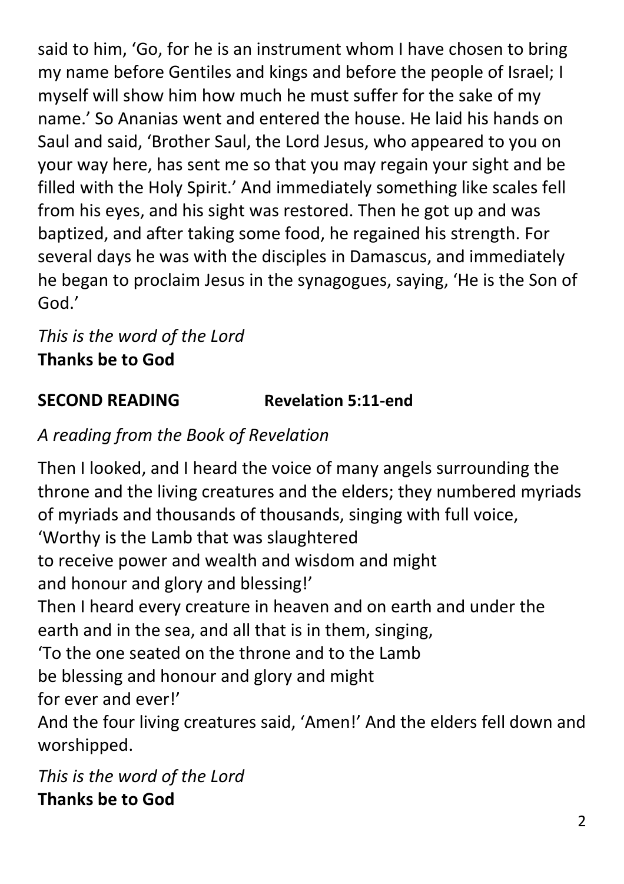said to him, 'Go, for he is an instrument whom I have chosen to bring my name before Gentiles and kings and before the people of Israel; I myself will show him how much he must suffer for the sake of my name.' So Ananias went and entered the house. He laid his hands on Saul and said, 'Brother Saul, the Lord Jesus, who appeared to you on your way here, has sent me so that you may regain your sight and be filled with the Holy Spirit.' And immediately something like scales fell from his eyes, and his sight was restored. Then he got up and was baptized, and after taking some food, he regained his strength. For several days he was with the disciples in Damascus, and immediately he began to proclaim Jesus in the synagogues, saying, 'He is the Son of God.'

*This is the word of the Lord*
**Thanks be to God**

**SECOND READING Revelation 5:11-end**

*A reading from the Book of Revelation*

Then I looked, and I heard the voice of many angels surrounding the throne and the living creatures and the elders; they numbered myriads of myriads and thousands of thousands, singing with full voice,
'Worthy is the Lamb that was slaughtered
to receive power and wealth and wisdom and might
and honour and glory and blessing!'
Then I heard every creature in heaven and on earth and under the earth and in the sea, and all that is in them, singing,
'To the one seated on the throne and to the Lamb
be blessing and honour and glory and might
for ever and ever!'
And the four living creatures said, 'Amen!' And the elders fell down and worshipped.

*This is the word of the Lord*
**Thanks be to God**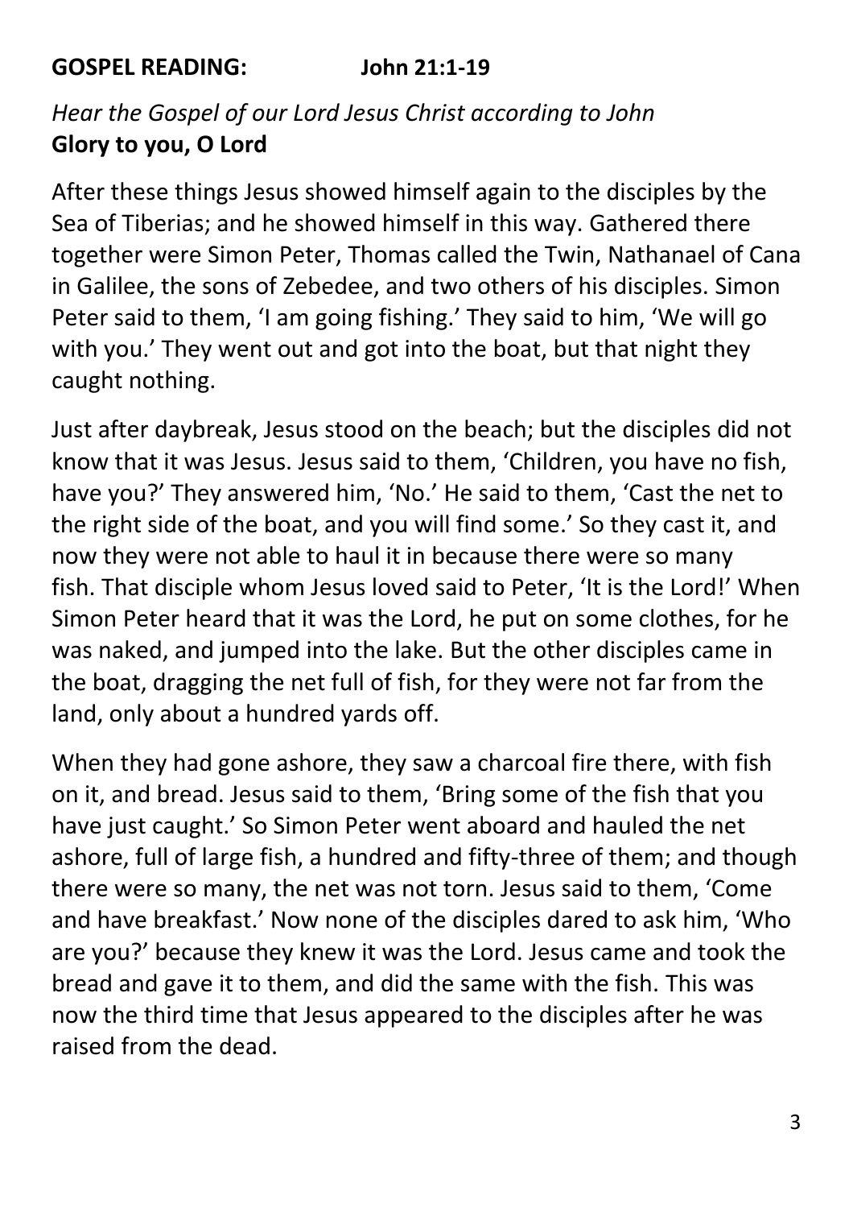**GOSPEL READING: John 21:1-19**

*Hear the Gospel of our Lord Jesus Christ according to John*
**Glory to you, O Lord**

After these things Jesus showed himself again to the disciples by the Sea of Tiberias; and he showed himself in this way. Gathered there together were Simon Peter, Thomas called the Twin, Nathanael of Cana in Galilee, the sons of Zebedee, and two others of his disciples. Simon Peter said to them, 'I am going fishing.' They said to him, 'We will go with you.' They went out and got into the boat, but that night they caught nothing.

Just after daybreak, Jesus stood on the beach; but the disciples did not know that it was Jesus. Jesus said to them, 'Children, you have no fish, have you?' They answered him, 'No.' He said to them, 'Cast the net to the right side of the boat, and you will find some.' So they cast it, and now they were not able to haul it in because there were so many fish. That disciple whom Jesus loved said to Peter, 'It is the Lord!' When Simon Peter heard that it was the Lord, he put on some clothes, for he was naked, and jumped into the lake. But the other disciples came in the boat, dragging the net full of fish, for they were not far from the land, only about a hundred yards off.

When they had gone ashore, they saw a charcoal fire there, with fish on it, and bread. Jesus said to them, 'Bring some of the fish that you have just caught.' So Simon Peter went aboard and hauled the net ashore, full of large fish, a hundred and fifty-three of them; and though there were so many, the net was not torn. Jesus said to them, 'Come and have breakfast.' Now none of the disciples dared to ask him, 'Who are you?' because they knew it was the Lord. Jesus came and took the bread and gave it to them, and did the same with the fish. This was now the third time that Jesus appeared to the disciples after he was raised from the dead.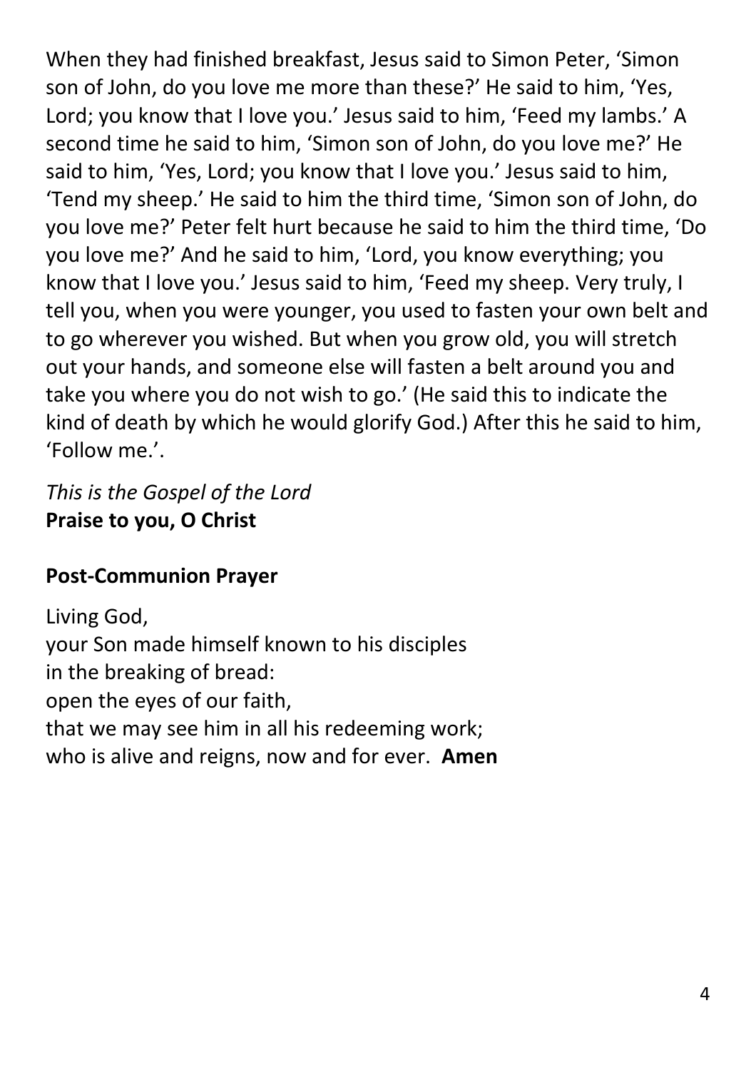When they had finished breakfast, Jesus said to Simon Peter, 'Simon son of John, do you love me more than these?' He said to him, 'Yes, Lord; you know that I love you.' Jesus said to him, 'Feed my lambs.' A second time he said to him, 'Simon son of John, do you love me?' He said to him, 'Yes, Lord; you know that I love you.' Jesus said to him, 'Tend my sheep.' He said to him the third time, 'Simon son of John, do you love me?' Peter felt hurt because he said to him the third time, 'Do you love me?' And he said to him, 'Lord, you know everything; you know that I love you.' Jesus said to him, 'Feed my sheep. Very truly, I tell you, when you were younger, you used to fasten your own belt and to go wherever you wished. But when you grow old, you will stretch out your hands, and someone else will fasten a belt around you and take you where you do not wish to go.' (He said this to indicate the kind of death by which he would glorify God.) After this he said to him, 'Follow me.'.

*This is the Gospel of the Lord*
**Praise to you, O Christ**

**Post-Communion Prayer**

Living God,
your Son made himself known to his disciples
in the breaking of bread:
open the eyes of our faith,
that we may see him in all his redeeming work;
who is alive and reigns, now and for ever. **Amen**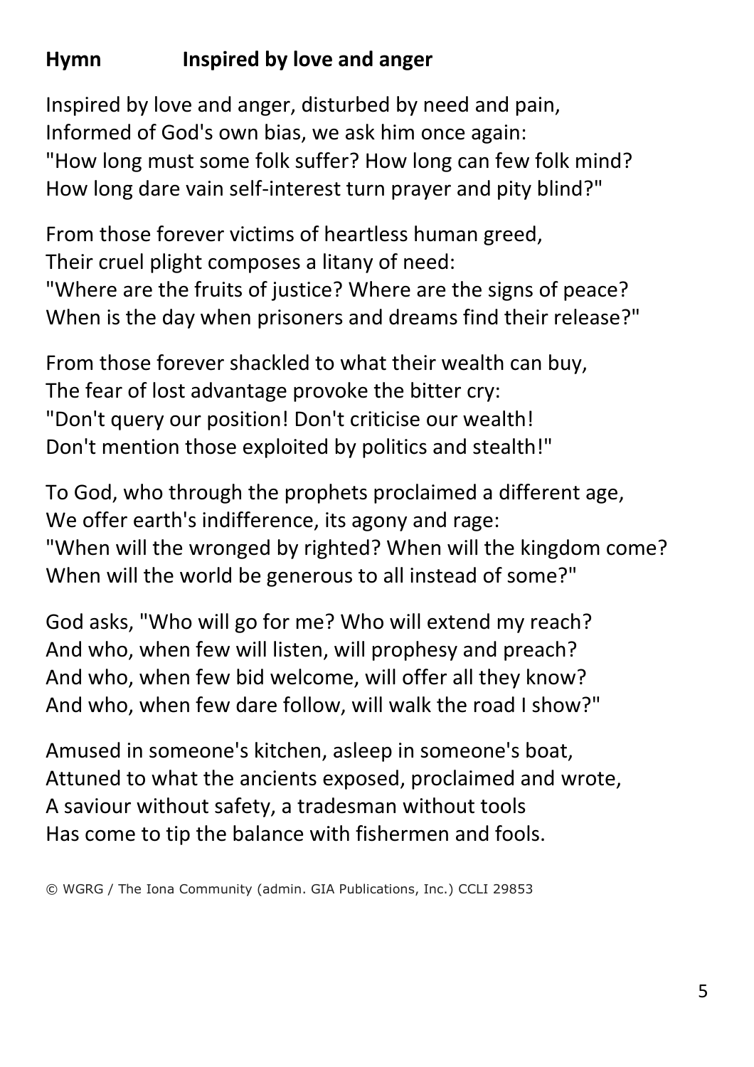**Hymn Inspired by love and anger**

Inspired by love and anger, disturbed by need and pain,
Informed of God's own bias, we ask him once again:
"How long must some folk suffer? How long can few folk mind?
How long dare vain self-interest turn prayer and pity blind?"

From those forever victims of heartless human greed,
Their cruel plight composes a litany of need:
"Where are the fruits of justice? Where are the signs of peace?
When is the day when prisoners and dreams find their release?"

From those forever shackled to what their wealth can buy,
The fear of lost advantage provoke the bitter cry:
"Don't query our position! Don't criticise our wealth!
Don't mention those exploited by politics and stealth!"

To God, who through the prophets proclaimed a different age,
We offer earth's indifference, its agony and rage:
"When will the wronged by righted? When will the kingdom come?
When will the world be generous to all instead of some?"

God asks, "Who will go for me? Who will extend my reach?
And who, when few will listen, will prophesy and preach?
And who, when few bid welcome, will offer all they know?
And who, when few dare follow, will walk the road I show?"

Amused in someone's kitchen, asleep in someone's boat,
Attuned to what the ancients exposed, proclaimed and wrote,
A saviour without safety, a tradesman without tools
Has come to tip the balance with fishermen and fools.

© WGRG / The Iona Community (admin. GIA Publications, Inc.) CCLI 29853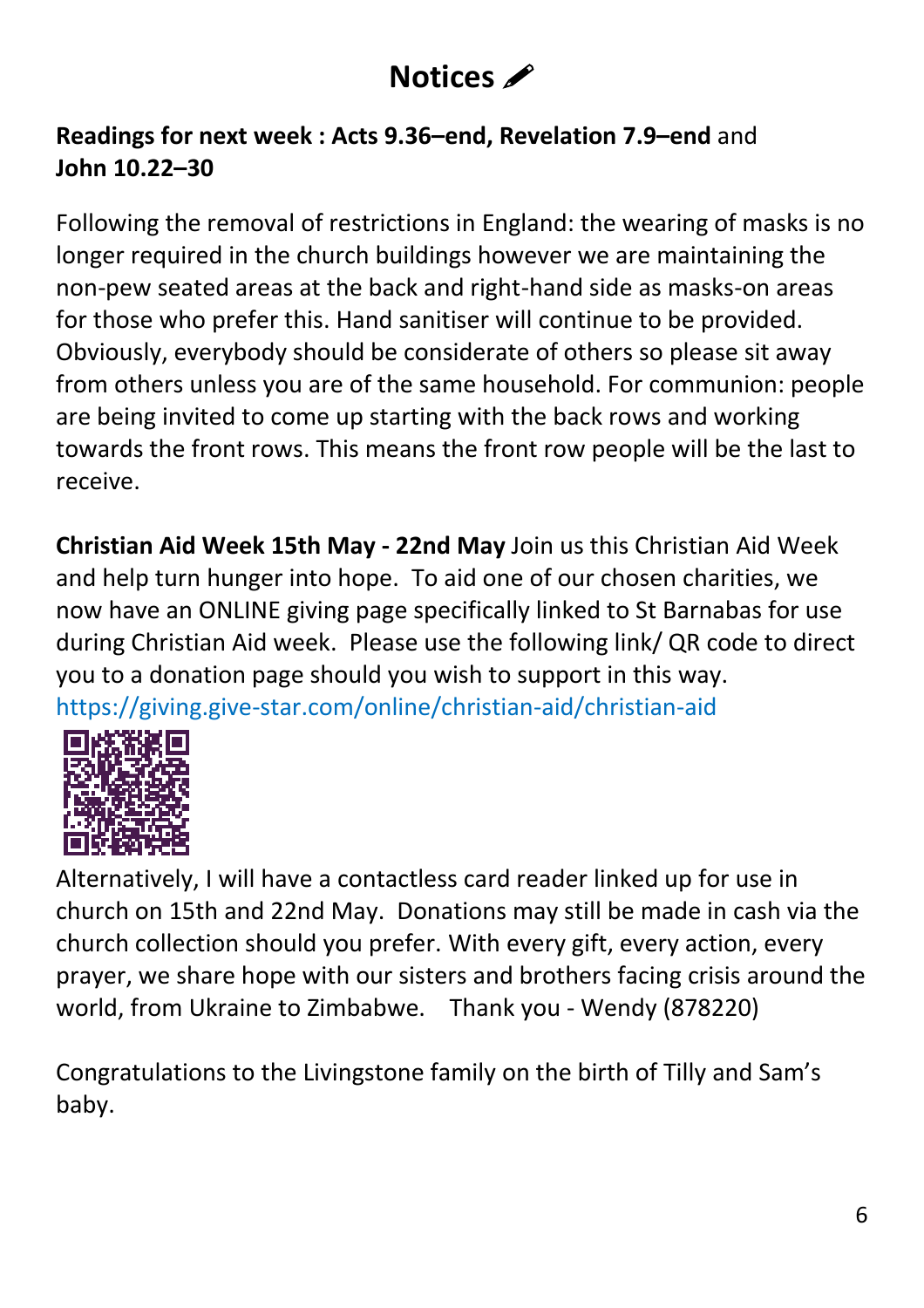# Notices ✏

**Readings for next week : Acts 9.36–end, Revelation 7.9–end** and **John 10.22–30**

Following the removal of restrictions in England: the wearing of masks is no longer required in the church buildings however we are maintaining the non-pew seated areas at the back and right-hand side as masks-on areas for those who prefer this. Hand sanitiser will continue to be provided. Obviously, everybody should be considerate of others so please sit away from others unless you are of the same household. For communion: people are being invited to come up starting with the back rows and working towards the front rows. This means the front row people will be the last to receive.

**Christian Aid Week 15th May - 22nd May** Join us this Christian Aid Week and help turn hunger into hope. To aid one of our chosen charities, we now have an ONLINE giving page specifically linked to St Barnabas for use during Christian Aid week. Please use the following link/ QR code to direct you to a donation page should you wish to support in this way.
https://giving.give-star.com/online/christian-aid/christian-aid

Alternatively, I will have a contactless card reader linked up for use in church on 15th and 22nd May. Donations may still be made in cash via the church collection should you prefer. With every gift, every action, every prayer, we share hope with our sisters and brothers facing crisis around the world, from Ukraine to Zimbabwe. Thank you - Wendy (878220)

Congratulations to the Livingstone family on the birth of Tilly and Sam's baby.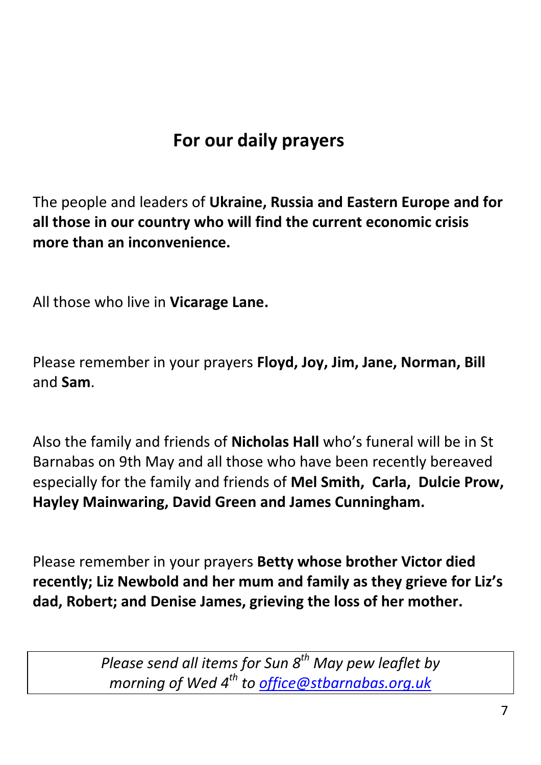## For our daily prayers

The people and leaders of **Ukraine, Russia and Eastern Europe and for all those in our country who will find the current economic crisis more than an inconvenience.**

All those who live in **Vicarage Lane.**

Please remember in your prayers **Floyd, Joy, Jim, Jane, Norman, Bill** and **Sam**.

Also the family and friends of **Nicholas Hall** who's funeral will be in St Barnabas on 9th May and all those who have been recently bereaved especially for the family and friends of **Mel Smith, Carla, Dulcie Prow, Hayley Mainwaring, David Green and James Cunningham.**

Please remember in your prayers **Betty whose brother Victor died recently; Liz Newbold and her mum and family as they grieve for Liz's dad, Robert; and Denise James, grieving the loss of her mother.**

*Please send all items for Sun 8th May pew leaflet by morning of Wed 4th to office@stbarnabas.org.uk*